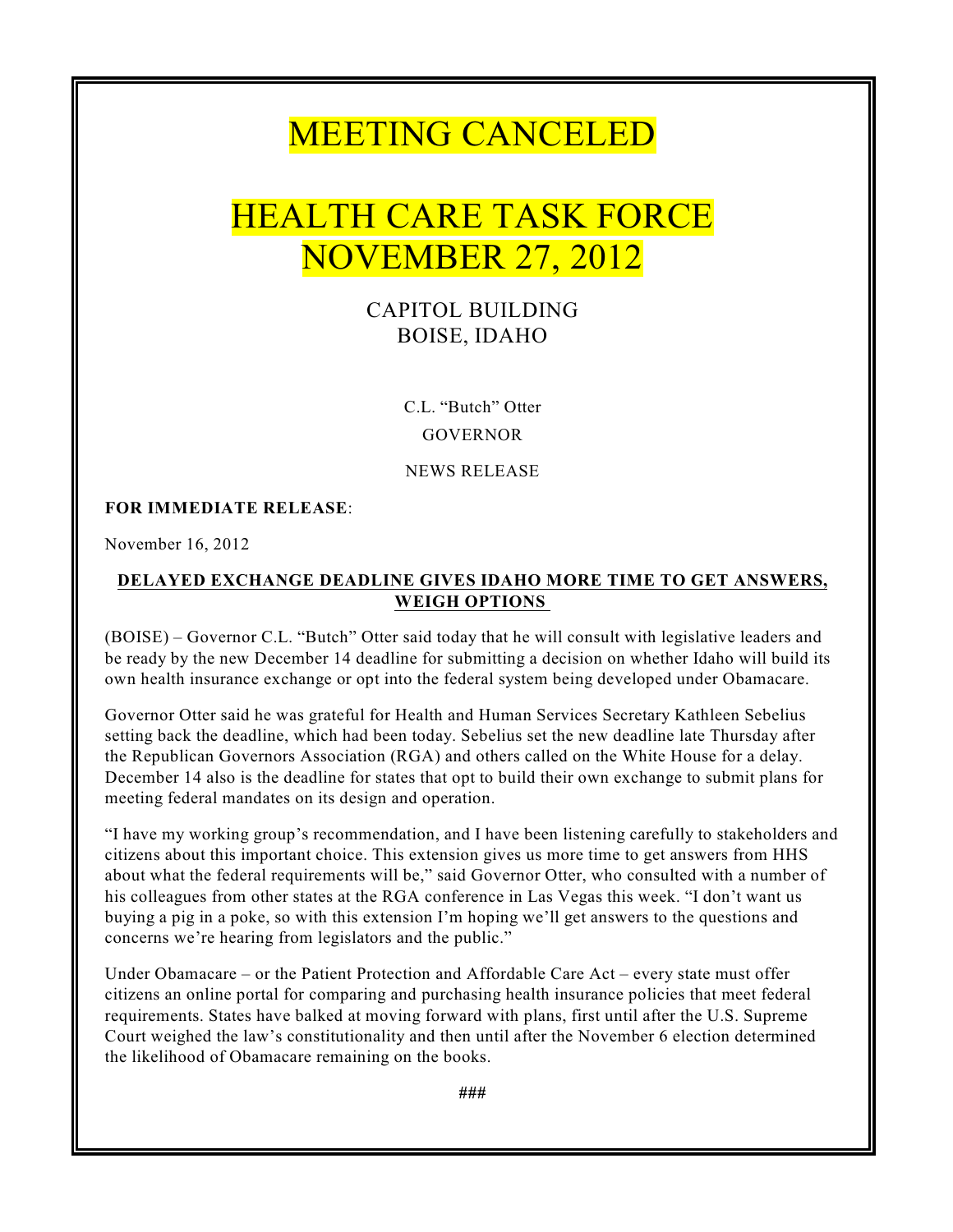# MEETING CANCELED

# HEALTH CARE TASK FORCE NOVEMBER 27, 2012

CAPITOL BUILDING
BOISE, IDAHO

C.L. "Butch" Otter

GOVERNOR

NEWS RELEASE

**FOR IMMEDIATE RELEASE**:

November 16, 2012

**DELAYED EXCHANGE DEADLINE GIVES IDAHO MORE TIME TO GET ANSWERS, WEIGH OPTIONS**

(BOISE) – Governor C.L. "Butch" Otter said today that he will consult with legislative leaders and be ready by the new December 14 deadline for submitting a decision on whether Idaho will build its own health insurance exchange or opt into the federal system being developed under Obamacare.

Governor Otter said he was grateful for Health and Human Services Secretary Kathleen Sebelius setting back the deadline, which had been today. Sebelius set the new deadline late Thursday after the Republican Governors Association (RGA) and others called on the White House for a delay. December 14 also is the deadline for states that opt to build their own exchange to submit plans for meeting federal mandates on its design and operation.

"I have my working group's recommendation, and I have been listening carefully to stakeholders and citizens about this important choice. This extension gives us more time to get answers from HHS about what the federal requirements will be," said Governor Otter, who consulted with a number of his colleagues from other states at the RGA conference in Las Vegas this week. "I don't want us buying a pig in a poke, so with this extension I'm hoping we'll get answers to the questions and concerns we're hearing from legislators and the public."

Under Obamacare – or the Patient Protection and Affordable Care Act – every state must offer citizens an online portal for comparing and purchasing health insurance policies that meet federal requirements. States have balked at moving forward with plans, first until after the U.S. Supreme Court weighed the law's constitutionality and then until after the November 6 election determined the likelihood of Obamacare remaining on the books.

###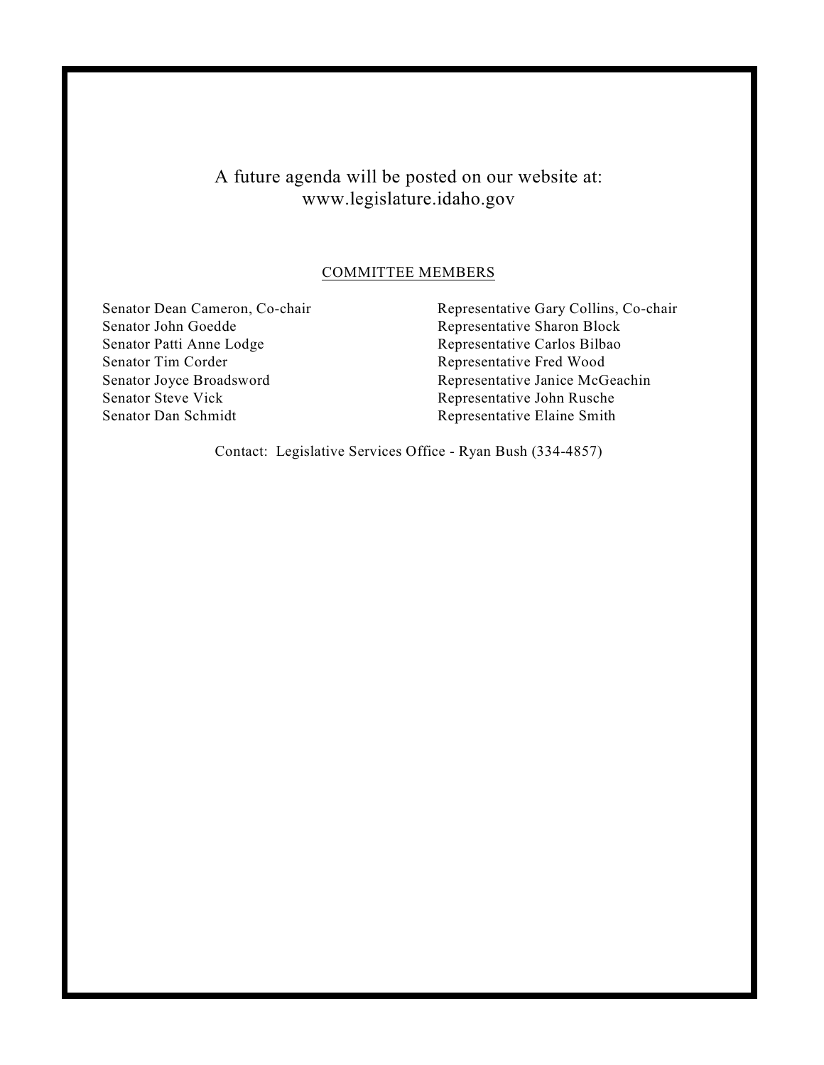A future agenda will be posted on our website at:
www.legislature.idaho.gov

COMMITTEE MEMBERS

| | |
|---|---|
| Senator Dean Cameron, Co-chair | Representative Gary Collins, Co-chair |
| Senator John Goedde | Representative Sharon Block |
| Senator Patti Anne Lodge | Representative Carlos Bilbao |
| Senator Tim Corder | Representative Fred Wood |
| Senator Joyce Broadsword | Representative Janice McGeachin |
| Senator Steve Vick | Representative John Rusche |
| Senator Dan Schmidt | Representative Elaine Smith |

Contact: Legislative Services Office - Ryan Bush (334-4857)